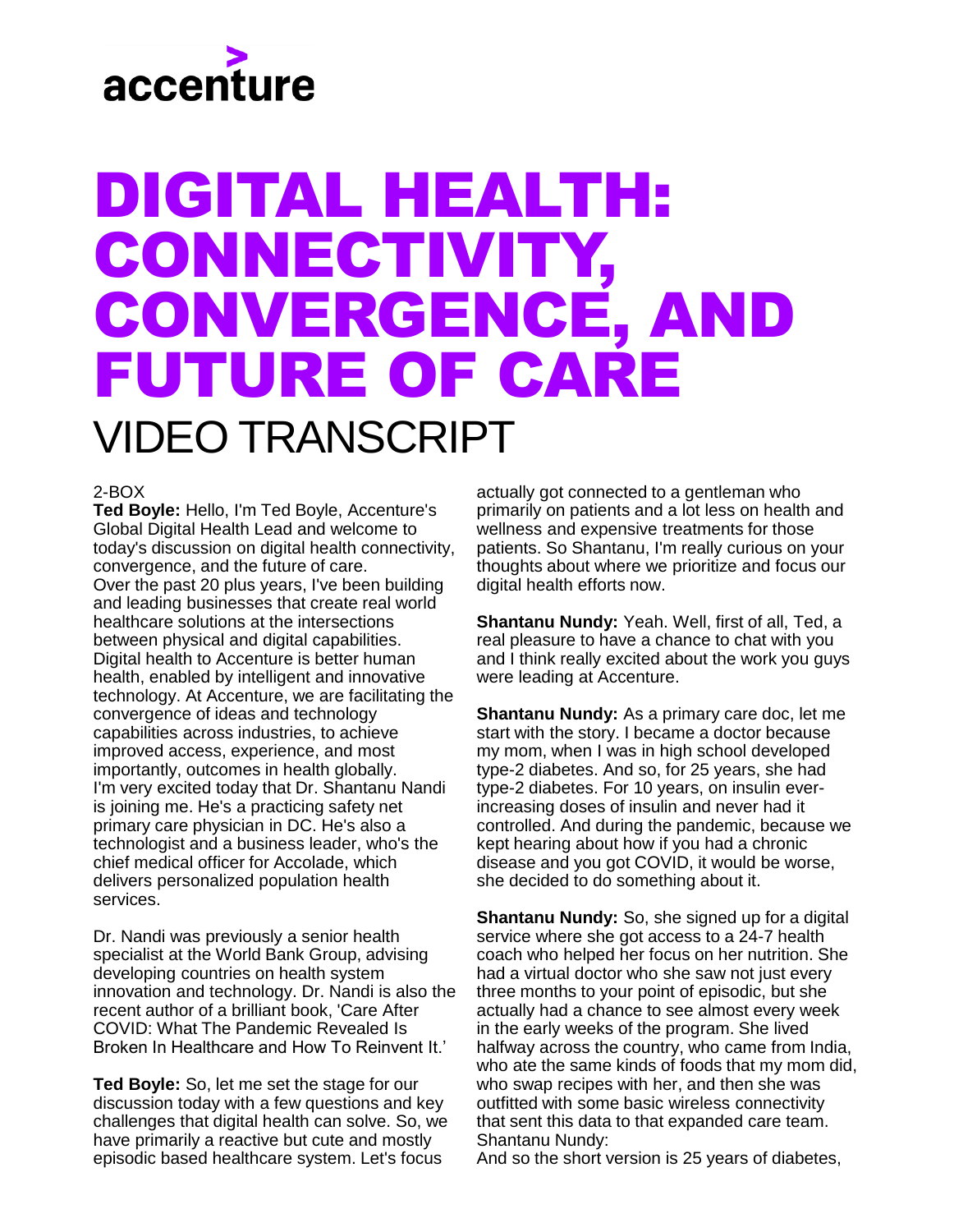accenture

# DIGITAL HEALTH: CONNECTIVITY, CONVERGENCE, AND FUTURE OF CARE

## VIDEO TRANSCRIPT

2-BOX

**Ted Boyle:** Hello, I'm Ted Boyle, Accenture's Global Digital Health Lead and welcome to today's discussion on digital health connectivity, convergence, and the future of care.
Over the past 20 plus years, I've been building and leading businesses that create real world healthcare solutions at the intersections between physical and digital capabilities. Digital health to Accenture is better human health, enabled by intelligent and innovative technology. At Accenture, we are facilitating the convergence of ideas and technology capabilities across industries, to achieve improved access, experience, and most importantly, outcomes in health globally. I'm very excited today that Dr. Shantanu Nandi is joining me. He's a practicing safety net primary care physician in DC. He's also a technologist and a business leader, who's the chief medical officer for Accolade, which delivers personalized population health services.

Dr. Nandi was previously a senior health specialist at the World Bank Group, advising developing countries on health system innovation and technology. Dr. Nandi is also the recent author of a brilliant book, 'Care After COVID: What The Pandemic Revealed Is Broken In Healthcare and How To Reinvent It.'

**Ted Boyle:** So, let me set the stage for our discussion today with a few questions and key challenges that digital health can solve. So, we have primarily a reactive but cute and mostly episodic based healthcare system. Let's focus actually got connected to a gentleman who primarily on patients and a lot less on health and wellness and expensive treatments for those patients. So Shantanu, I'm really curious on your thoughts about where we prioritize and focus our digital health efforts now.

**Shantanu Nundy:** Yeah. Well, first of all, Ted, a real pleasure to have a chance to chat with you and I think really excited about the work you guys were leading at Accenture.

**Shantanu Nundy:** As a primary care doc, let me start with the story. I became a doctor because my mom, when I was in high school developed type-2 diabetes. And so, for 25 years, she had type-2 diabetes. For 10 years, on insulin ever-increasing doses of insulin and never had it controlled. And during the pandemic, because we kept hearing about how if you had a chronic disease and you got COVID, it would be worse, she decided to do something about it.

**Shantanu Nundy:** So, she signed up for a digital service where she got access to a 24-7 health coach who helped her focus on her nutrition. She had a virtual doctor who she saw not just every three months to your point of episodic, but she actually had a chance to see almost every week in the early weeks of the program. She lived halfway across the country, who came from India, who ate the same kinds of foods that my mom did, who swap recipes with her, and then she was outfitted with some basic wireless connectivity that sent this data to that expanded care team.
Shantanu Nundy:
And so the short version is 25 years of diabetes,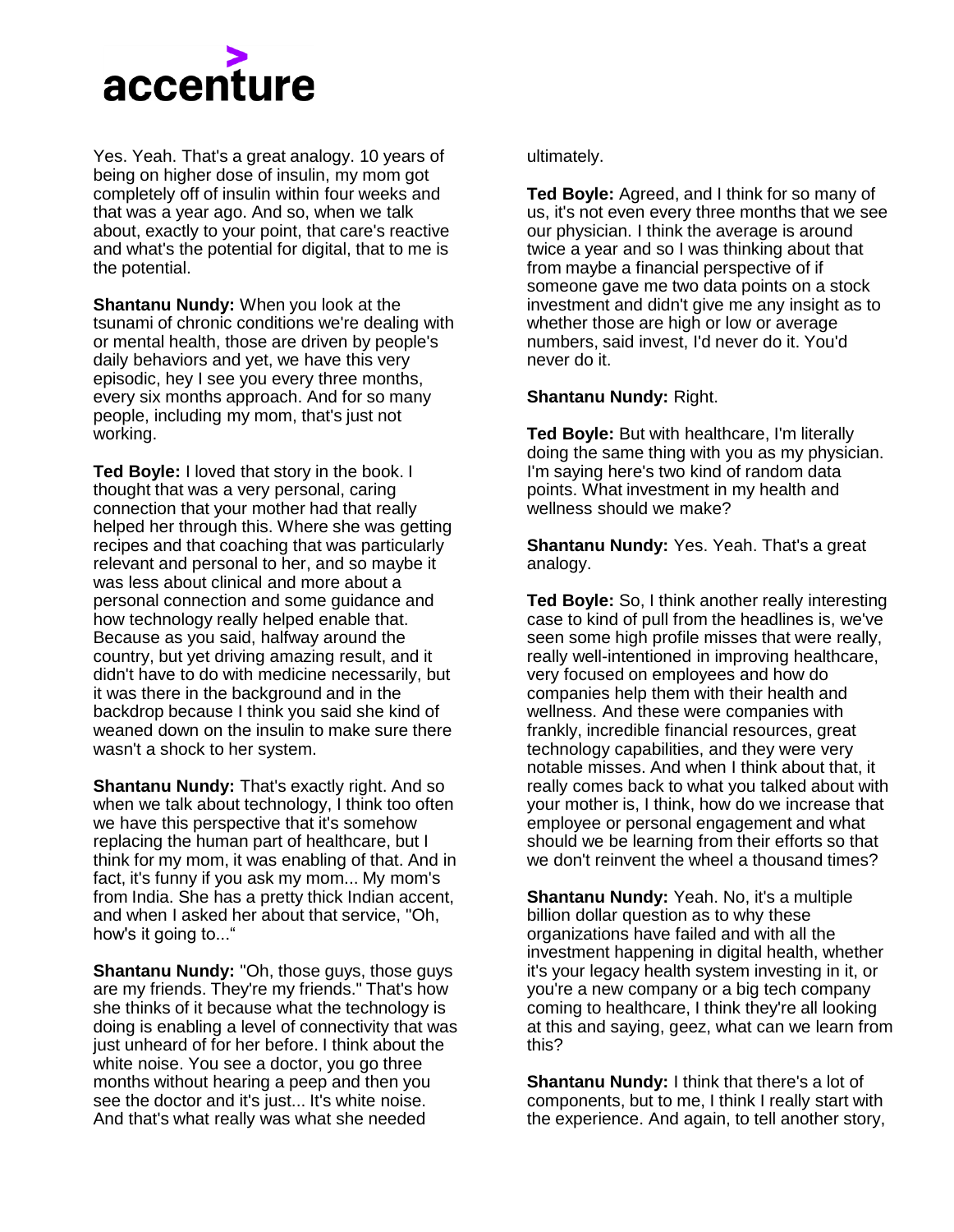Yes. Yeah. That's a great analogy. 10 years of being on higher dose of insulin, my mom got completely off of insulin within four weeks and that was a year ago. And so, when we talk about, exactly to your point, that care's reactive and what's the potential for digital, that to me is the potential.

**Shantanu Nundy:** When you look at the tsunami of chronic conditions we're dealing with or mental health, those are driven by people's daily behaviors and yet, we have this very episodic, hey I see you every three months, every six months approach. And for so many people, including my mom, that's just not working.

**Ted Boyle:** I loved that story in the book. I thought that was a very personal, caring connection that your mother had that really helped her through this. Where she was getting recipes and that coaching that was particularly relevant and personal to her, and so maybe it was less about clinical and more about a personal connection and some guidance and how technology really helped enable that. Because as you said, halfway around the country, but yet driving amazing result, and it didn't have to do with medicine necessarily, but it was there in the background and in the backdrop because I think you said she kind of weaned down on the insulin to make sure there wasn't a shock to her system.

**Shantanu Nundy:** That's exactly right. And so when we talk about technology, I think too often we have this perspective that it's somehow replacing the human part of healthcare, but I think for my mom, it was enabling of that. And in fact, it's funny if you ask my mom... My mom's from India. She has a pretty thick Indian accent, and when I asked her about that service, "Oh, how's it going to..."

**Shantanu Nundy:** "Oh, those guys, those guys are my friends. They're my friends." That's how she thinks of it because what the technology is doing is enabling a level of connectivity that was just unheard of for her before. I think about the white noise. You see a doctor, you go three months without hearing a peep and then you see the doctor and it's just... It's white noise. And that's what really was what she needed ultimately.

**Ted Boyle:** Agreed, and I think for so many of us, it's not even every three months that we see our physician. I think the average is around twice a year and so I was thinking about that from maybe a financial perspective of if someone gave me two data points on a stock investment and didn't give me any insight as to whether those are high or low or average numbers, said invest, I'd never do it. You'd never do it.

**Shantanu Nundy:** Right.

**Ted Boyle:** But with healthcare, I'm literally doing the same thing with you as my physician. I'm saying here's two kind of random data points. What investment in my health and wellness should we make?

**Shantanu Nundy:** Yes. Yeah. That's a great analogy.

**Ted Boyle:** So, I think another really interesting case to kind of pull from the headlines is, we've seen some high profile misses that were really, really well-intentioned in improving healthcare, very focused on employees and how do companies help them with their health and wellness. And these were companies with frankly, incredible financial resources, great technology capabilities, and they were very notable misses. And when I think about that, it really comes back to what you talked about with your mother is, I think, how do we increase that employee or personal engagement and what should we be learning from their efforts so that we don't reinvent the wheel a thousand times?

**Shantanu Nundy:** Yeah. No, it's a multiple billion dollar question as to why these organizations have failed and with all the investment happening in digital health, whether it's your legacy health system investing in it, or you're a new company or a big tech company coming to healthcare, I think they're all looking at this and saying, geez, what can we learn from this?

**Shantanu Nundy:** I think that there's a lot of components, but to me, I think I really start with the experience. And again, to tell another story,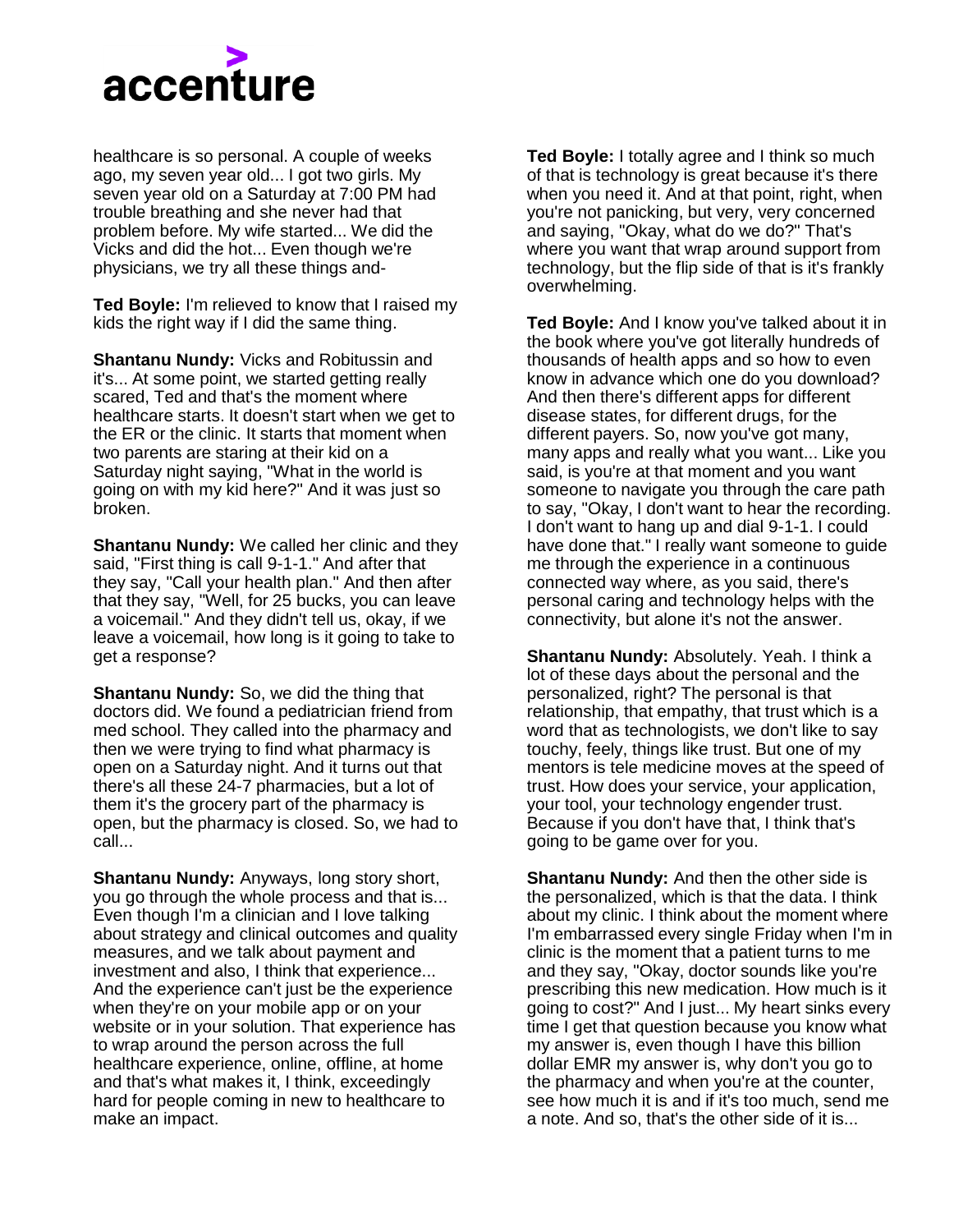healthcare is so personal. A couple of weeks ago, my seven year old... I got two girls. My seven year old on a Saturday at 7:00 PM had trouble breathing and she never had that problem before. My wife started... We did the Vicks and did the hot... Even though we're physicians, we try all these things and-

**Ted Boyle:** I'm relieved to know that I raised my kids the right way if I did the same thing.

**Shantanu Nundy:** Vicks and Robitussin and it's... At some point, we started getting really scared, Ted and that's the moment where healthcare starts. It doesn't start when we get to the ER or the clinic. It starts that moment when two parents are staring at their kid on a Saturday night saying, "What in the world is going on with my kid here?" And it was just so broken.

**Shantanu Nundy:** We called her clinic and they said, "First thing is call 9-1-1." And after that they say, "Call your health plan." And then after that they say, "Well, for 25 bucks, you can leave a voicemail." And they didn't tell us, okay, if we leave a voicemail, how long is it going to take to get a response?

**Shantanu Nundy:** So, we did the thing that doctors did. We found a pediatrician friend from med school. They called into the pharmacy and then we were trying to find what pharmacy is open on a Saturday night. And it turns out that there's all these 24-7 pharmacies, but a lot of them it's the grocery part of the pharmacy is open, but the pharmacy is closed. So, we had to call...

**Shantanu Nundy:** Anyways, long story short, you go through the whole process and that is... Even though I'm a clinician and I love talking about strategy and clinical outcomes and quality measures, and we talk about payment and investment and also, I think that experience... And the experience can't just be the experience when they're on your mobile app or on your website or in your solution. That experience has to wrap around the person across the full healthcare experience, online, offline, at home and that's what makes it, I think, exceedingly hard for people coming in new to healthcare to make an impact.

**Ted Boyle:** I totally agree and I think so much of that is technology is great because it's there when you need it. And at that point, right, when you're not panicking, but very, very concerned and saying, "Okay, what do we do?" That's where you want that wrap around support from technology, but the flip side of that is it's frankly overwhelming.

**Ted Boyle:** And I know you've talked about it in the book where you've got literally hundreds of thousands of health apps and so how to even know in advance which one do you download? And then there's different apps for different disease states, for different drugs, for the different payers. So, now you've got many, many apps and really what you want... Like you said, is you're at that moment and you want someone to navigate you through the care path to say, "Okay, I don't want to hear the recording. I don't want to hang up and dial 9-1-1. I could have done that." I really want someone to guide me through the experience in a continuous connected way where, as you said, there's personal caring and technology helps with the connectivity, but alone it's not the answer.

**Shantanu Nundy:** Absolutely. Yeah. I think a lot of these days about the personal and the personalized, right? The personal is that relationship, that empathy, that trust which is a word that as technologists, we don't like to say touchy, feely, things like trust. But one of my mentors is tele medicine moves at the speed of trust. How does your service, your application, your tool, your technology engender trust. Because if you don't have that, I think that's going to be game over for you.

**Shantanu Nundy:** And then the other side is the personalized, which is that the data. I think about my clinic. I think about the moment where I'm embarrassed every single Friday when I'm in clinic is the moment that a patient turns to me and they say, "Okay, doctor sounds like you're prescribing this new medication. How much is it going to cost?" And I just... My heart sinks every time I get that question because you know what my answer is, even though I have this billion dollar EMR my answer is, why don't you go to the pharmacy and when you're at the counter, see how much it is and if it's too much, send me a note. And so, that's the other side of it is...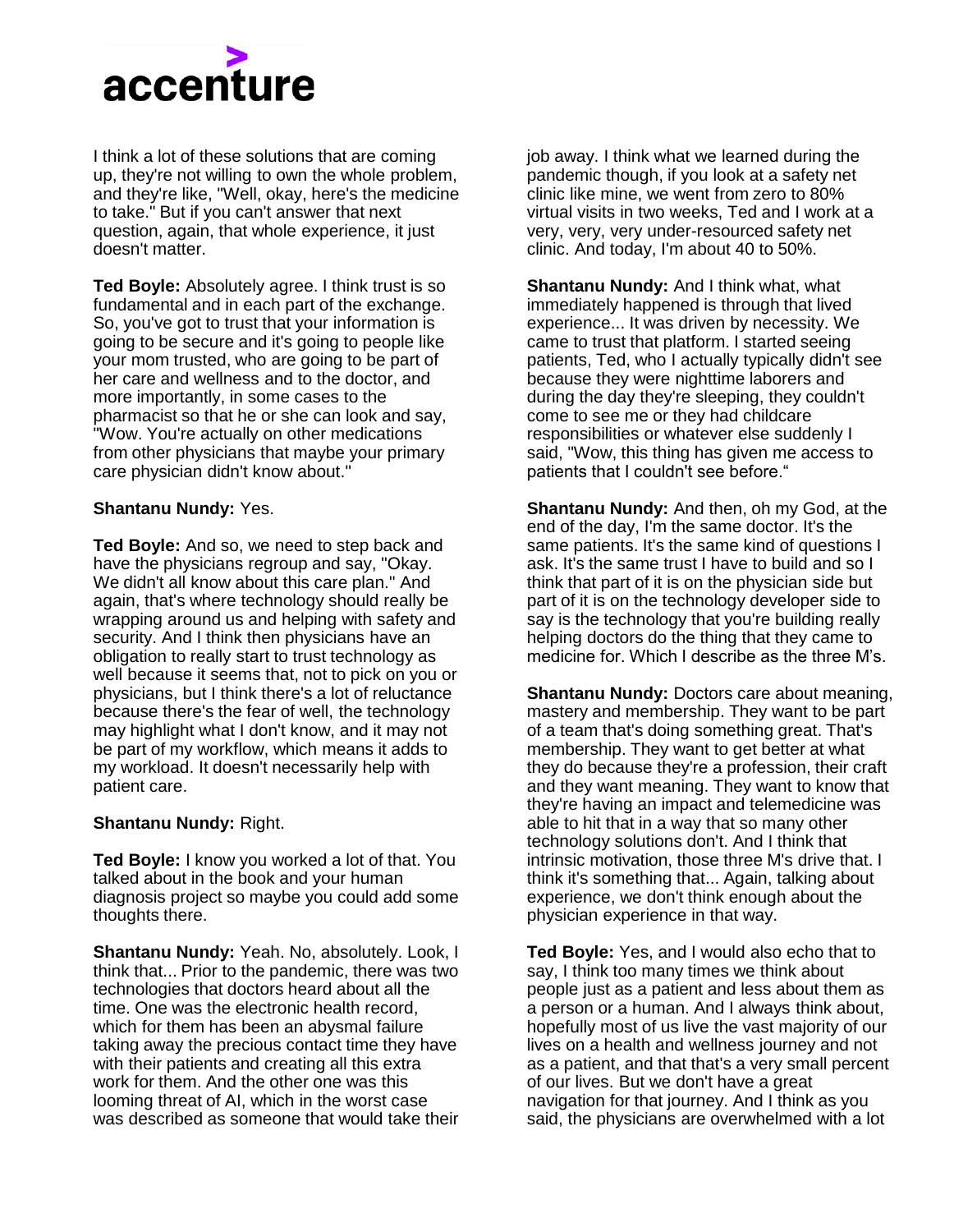I think a lot of these solutions that are coming up, they're not willing to own the whole problem, and they're like, "Well, okay, here's the medicine to take." But if you can't answer that next question, again, that whole experience, it just doesn't matter.

**Ted Boyle:** Absolutely agree. I think trust is so fundamental and in each part of the exchange. So, you've got to trust that your information is going to be secure and it's going to people like your mom trusted, who are going to be part of her care and wellness and to the doctor, and more importantly, in some cases to the pharmacist so that he or she can look and say, "Wow. You're actually on other medications from other physicians that maybe your primary care physician didn't know about."

**Shantanu Nundy:** Yes.

**Ted Boyle:** And so, we need to step back and have the physicians regroup and say, "Okay. We didn't all know about this care plan." And again, that's where technology should really be wrapping around us and helping with safety and security. And I think then physicians have an obligation to really start to trust technology as well because it seems that, not to pick on you or physicians, but I think there's a lot of reluctance because there's the fear of well, the technology may highlight what I don't know, and it may not be part of my workflow, which means it adds to my workload. It doesn't necessarily help with patient care.

**Shantanu Nundy:** Right.

**Ted Boyle:** I know you worked a lot of that. You talked about in the book and your human diagnosis project so maybe you could add some thoughts there.

**Shantanu Nundy:** Yeah. No, absolutely. Look, I think that... Prior to the pandemic, there was two technologies that doctors heard about all the time. One was the electronic health record, which for them has been an abysmal failure taking away the precious contact time they have with their patients and creating all this extra work for them. And the other one was this looming threat of AI, which in the worst case was described as someone that would take their job away. I think what we learned during the pandemic though, if you look at a safety net clinic like mine, we went from zero to 80% virtual visits in two weeks, Ted and I work at a very, very, very under-resourced safety net clinic. And today, I'm about 40 to 50%.

**Shantanu Nundy:** And I think what, what immediately happened is through that lived experience... It was driven by necessity. We came to trust that platform. I started seeing patients, Ted, who I actually typically didn't see because they were nighttime laborers and during the day they're sleeping, they couldn't come to see me or they had childcare responsibilities or whatever else suddenly I said, "Wow, this thing has given me access to patients that I couldn't see before."

**Shantanu Nundy:** And then, oh my God, at the end of the day, I'm the same doctor. It's the same patients. It's the same kind of questions I ask. It's the same trust I have to build and so I think that part of it is on the physician side but part of it is on the technology developer side to say is the technology that you're building really helping doctors do the thing that they came to medicine for. Which I describe as the three M's.

**Shantanu Nundy:** Doctors care about meaning, mastery and membership. They want to be part of a team that's doing something great. That's membership. They want to get better at what they do because they're a profession, their craft and they want meaning. They want to know that they're having an impact and telemedicine was able to hit that in a way that so many other technology solutions don't. And I think that intrinsic motivation, those three M's drive that. I think it's something that... Again, talking about experience, we don't think enough about the physician experience in that way.

**Ted Boyle:** Yes, and I would also echo that to say, I think too many times we think about people just as a patient and less about them as a person or a human. And I always think about, hopefully most of us live the vast majority of our lives on a health and wellness journey and not as a patient, and that that's a very small percent of our lives. But we don't have a great navigation for that journey. And I think as you said, the physicians are overwhelmed with a lot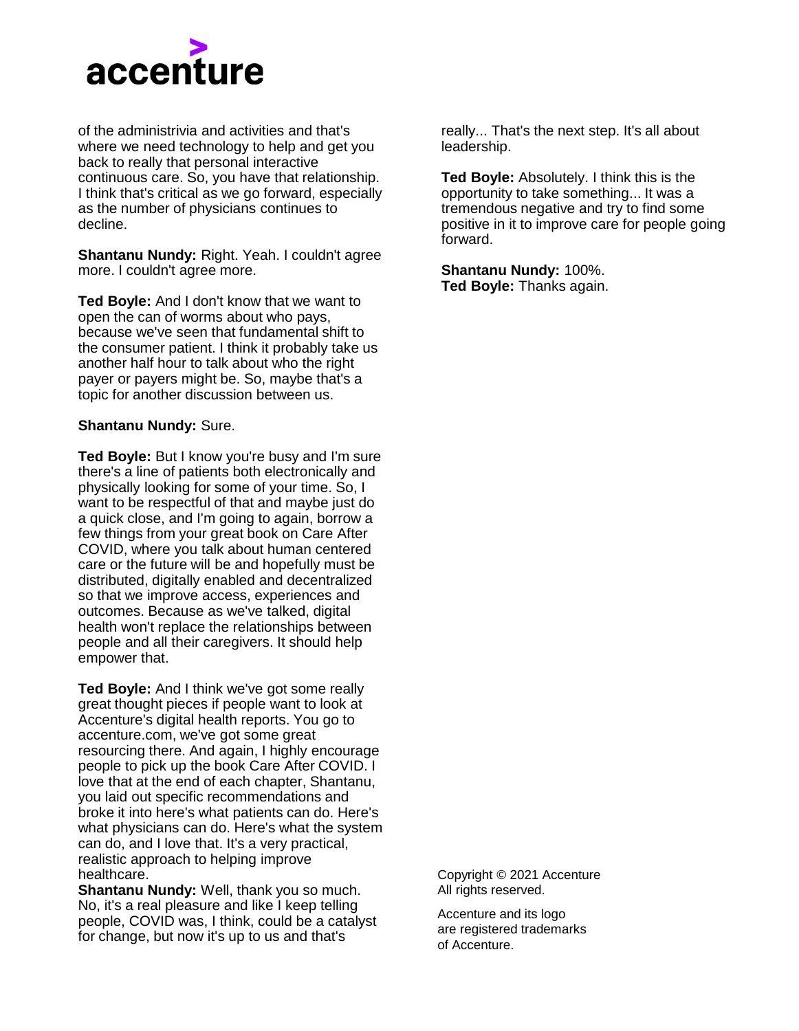of the administrivia and activities and that's where we need technology to help and get you back to really that personal interactive continuous care. So, you have that relationship. I think that's critical as we go forward, especially as the number of physicians continues to decline.

**Shantanu Nundy:** Right. Yeah. I couldn't agree more. I couldn't agree more.

**Ted Boyle:** And I don't know that we want to open the can of worms about who pays, because we've seen that fundamental shift to the consumer patient. I think it probably take us another half hour to talk about who the right payer or payers might be. So, maybe that's a topic for another discussion between us.

**Shantanu Nundy:** Sure.

**Ted Boyle:** But I know you're busy and I'm sure there's a line of patients both electronically and physically looking for some of your time. So, I want to be respectful of that and maybe just do a quick close, and I'm going to again, borrow a few things from your great book on Care After COVID, where you talk about human centered care or the future will be and hopefully must be distributed, digitally enabled and decentralized so that we improve access, experiences and outcomes. Because as we've talked, digital health won't replace the relationships between people and all their caregivers. It should help empower that.

**Ted Boyle:** And I think we've got some really great thought pieces if people want to look at Accenture's digital health reports. You go to accenture.com, we've got some great resourcing there. And again, I highly encourage people to pick up the book Care After COVID. I love that at the end of each chapter, Shantanu, you laid out specific recommendations and broke it into here's what patients can do. Here's what physicians can do. Here's what the system can do, and I love that. It's a very practical, realistic approach to helping improve healthcare.

**Shantanu Nundy:** Well, thank you so much. No, it's a real pleasure and like I keep telling people, COVID was, I think, could be a catalyst for change, but now it's up to us and that's really... That's the next step. It's all about leadership.

**Ted Boyle:** Absolutely. I think this is the opportunity to take something... It was a tremendous negative and try to find some positive in it to improve care for people going forward.

**Shantanu Nundy:** 100%.

**Ted Boyle:** Thanks again.

Copyright © 2021 Accenture
All rights reserved.

Accenture and its logo are registered trademarks of Accenture.